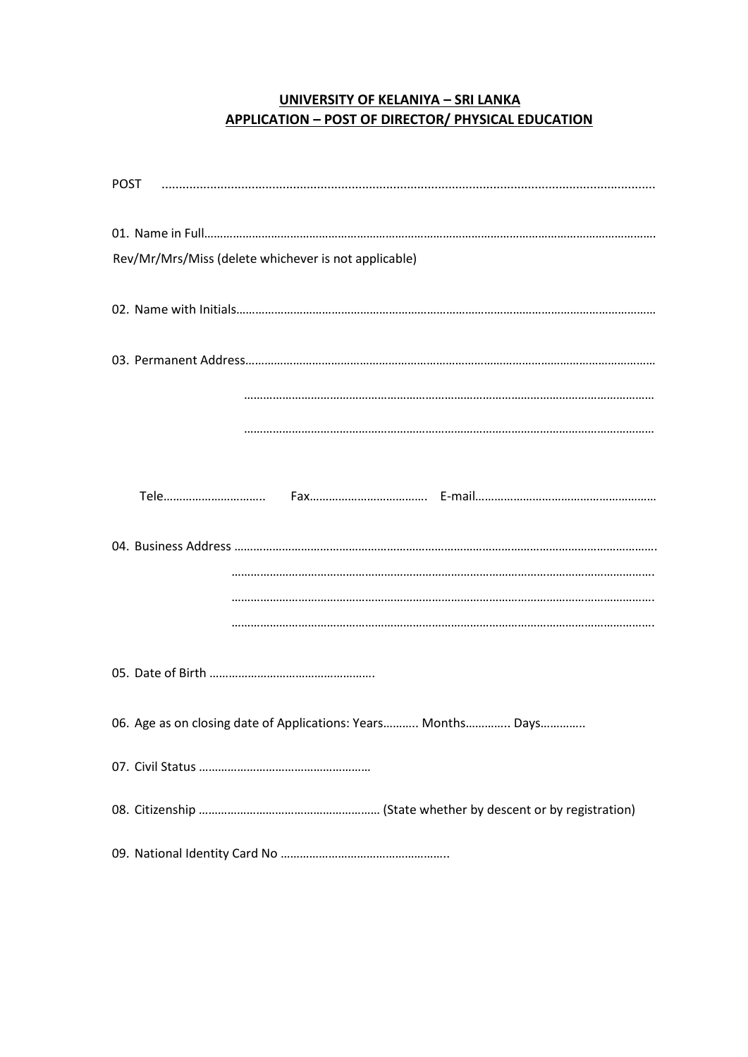**UNIVERSITY OF KELANIYA – SRI LANKA**
**APPLICATION – POST OF DIRECTOR/ PHYSICAL EDUCATION**

POST ..........................................................................................................................................

01. Name in Full……………………………………………………………………………………………………………………………….
Rev/Mr/Mrs/Miss (delete whichever is not applicable)

02. Name with Initials………………………………………………………………………………………………………………………

03. Permanent Address……………………………………………………………………………………………………………………

……………………………………………………………………………………………………………………

……………………………………………………………………………………………………………………

Tele………………………….. Fax………………………………. E-mail…………………………………………………

04. Business Address ……………………………………………………………………………………………………………………….

……………………………………………………………………………………………………………………….

……………………………………………………………………………………………………………………….

……………………………………………………………………………………………………………………….

05. Date of Birth …………………………………………….

06. Age as on closing date of Applications: Years……….. Months………….. Days…………..

07. Civil Status ………………………………………………

08. Citizenship ………………………………………………… (State whether by descent or by registration)

09. National Identity Card No ……………………………………………..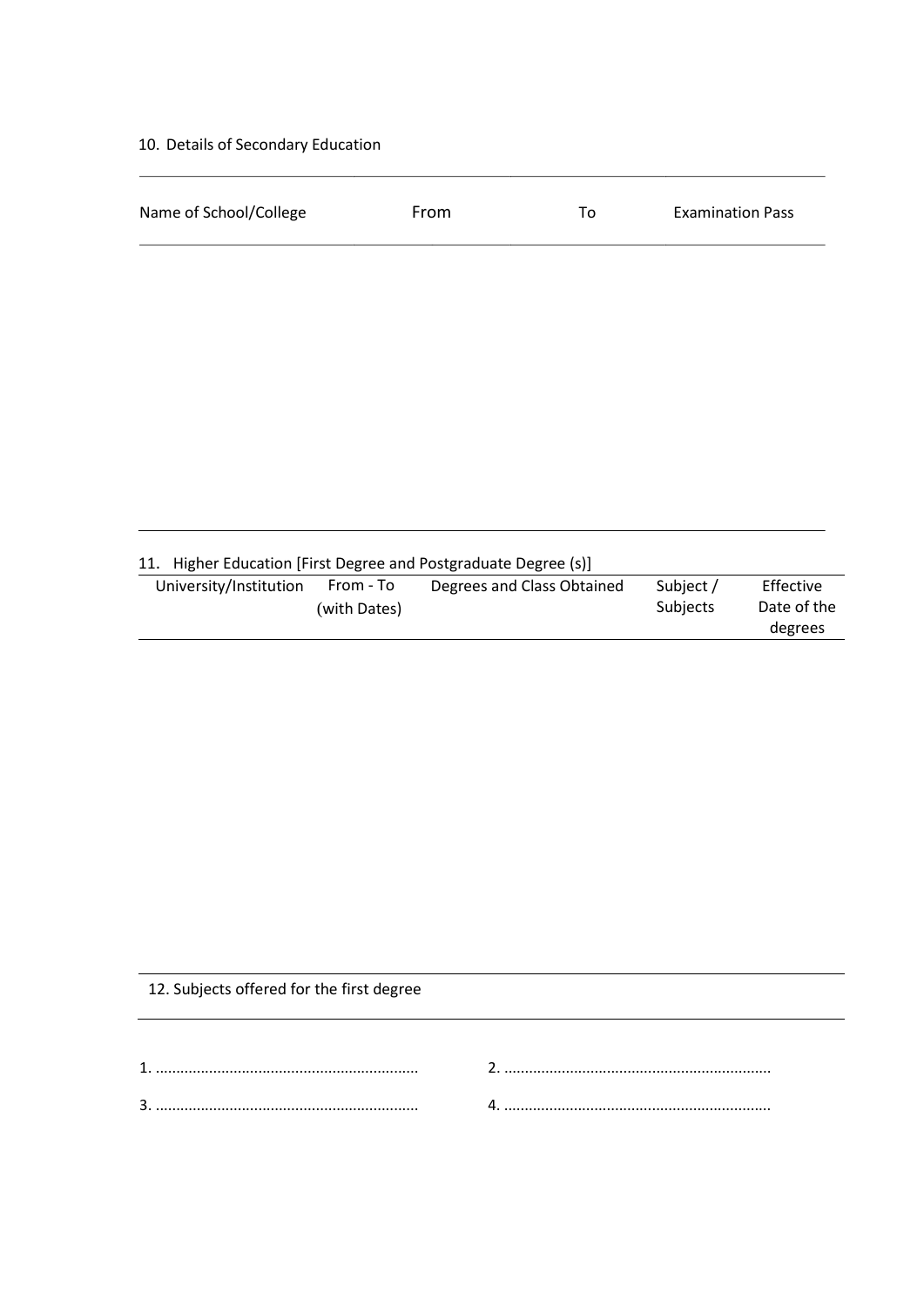10. Details of Secondary Education

| Name of School/College | From | To | Examination Pass |
| --- | --- | --- | --- |
| | | | |

11. Higher Education [First Degree and Postgraduate Degree (s)]

| University/Institution | From - To (with Dates) | Degrees and Class Obtained | Subject / Subjects | Effective Date of the degrees |
| --- | --- | --- | --- | --- |
| | | | | |

12. Subjects offered for the first degree

1. ................................................................ 2. ................................................................

3. ................................................................ 4. ................................................................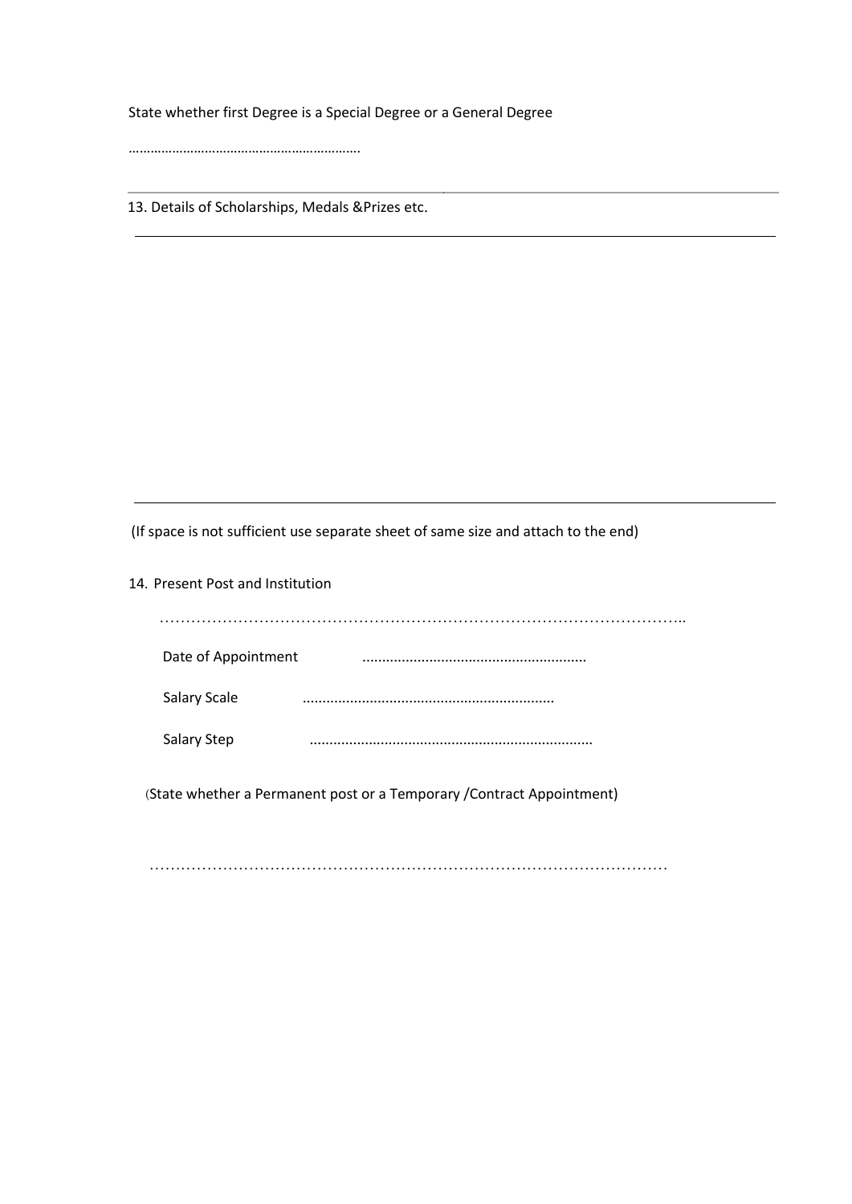State whether first Degree is a Special Degree or a General Degree

……………………………………………………

---

13. Details of Scholarships, Medals &Prizes etc.

---

---

(If space is not sufficient use separate sheet of same size and attach to the end)

14. Present Post and Institution

………………………………………………………………………………………..

Date of Appointment ……………………………………………….

Salary Scale ……………………………………………………..

Salary Step ……………………………………………………………

(State whether a Permanent post or a Temporary /Contract Appointment)

………………………………………………………………………………………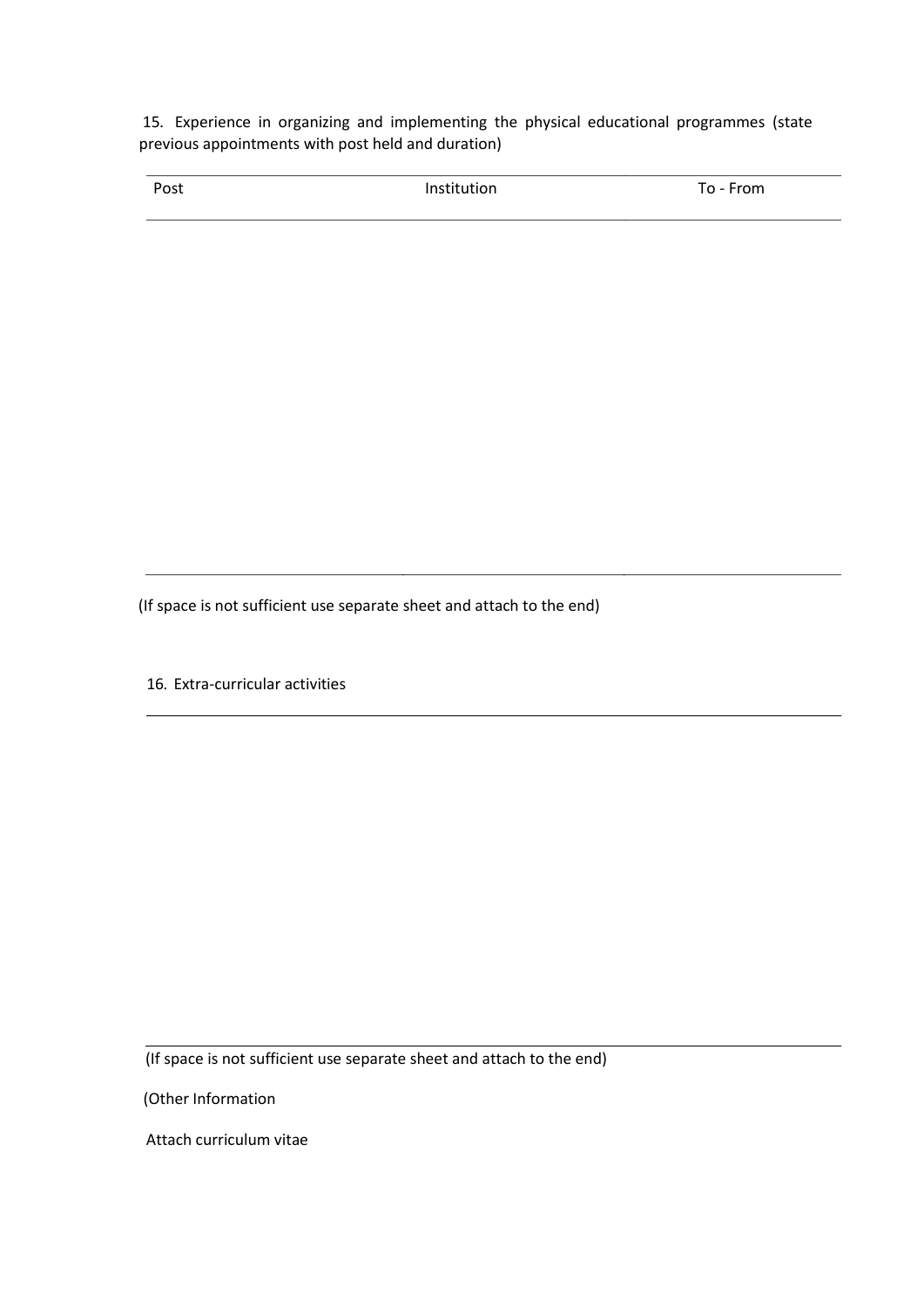15. Experience in organizing and implementing the physical educational programmes (state previous appointments with post held and duration)

| Post | Institution | To - From |
| --- | --- | --- |
| | | |

(If space is not sufficient use separate sheet and attach to the end)

16. Extra-curricular activities

(If space is not sufficient use separate sheet and attach to the end)

(Other Information

Attach curriculum vitae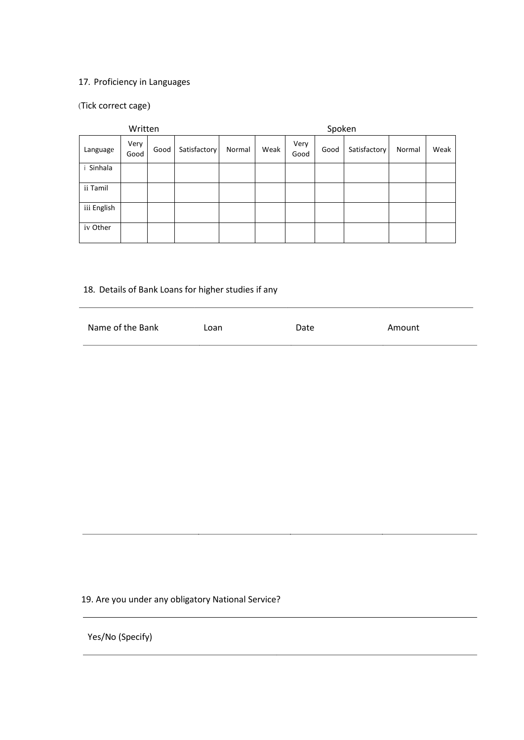17. Proficiency in Languages

(Tick correct cage)

| | Written | | | | | Spoken | | | | |
|---|---|---|---|---|---|---|---|---|---|---|
| Language | Very Good | Good | Satisfactory | Normal | Weak | Very Good | Good | Satisfactory | Normal | Weak |
| i Sinhala | | | | | | | | | | |
| ii Tamil | | | | | | | | | | |
| iii English | | | | | | | | | | |
| iv Other | | | | | | | | | | |

18. Details of Bank Loans for higher studies if any

| Name of the Bank | Loan | Date | Amount |
|---|---|---|---|
| | | | |

19. Are you under any obligatory National Service?

Yes/No (Specify)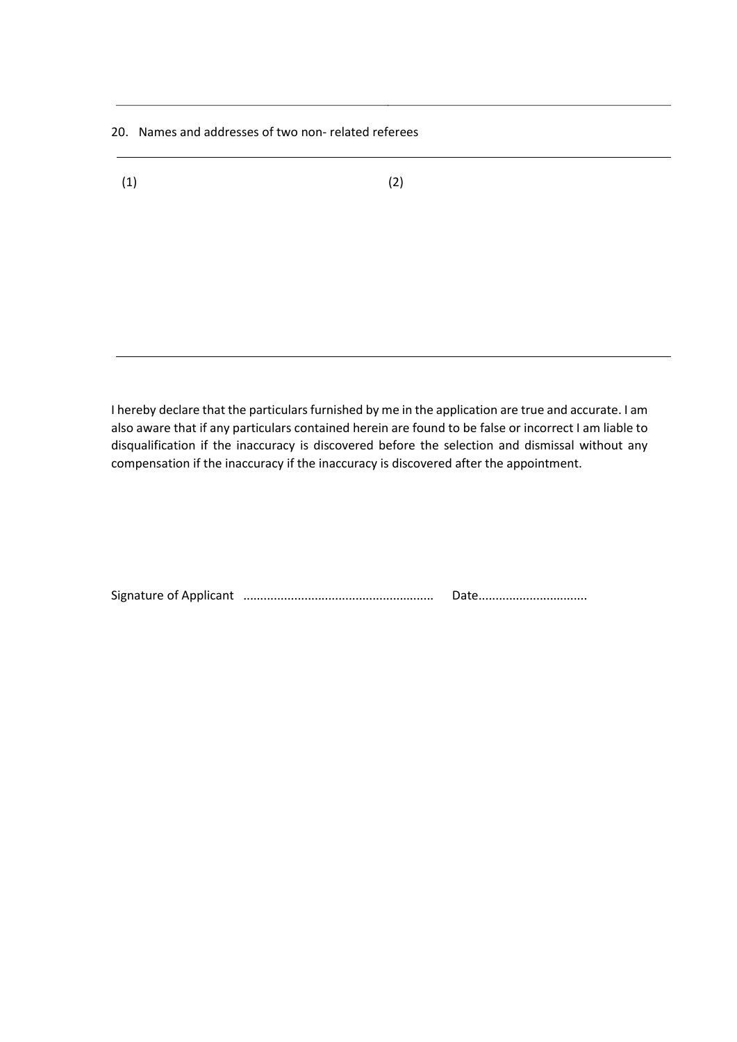20. Names and addresses of two non- related referees

(1) (2)

I hereby declare that the particulars furnished by me in the application are true and accurate. I am also aware that if any particulars contained herein are found to be false or incorrect I am liable to disqualification if the inaccuracy is discovered before the selection and dismissal without any compensation if the inaccuracy if the inaccuracy is discovered after the appointment.

Signature of Applicant ....................................................... Date...............................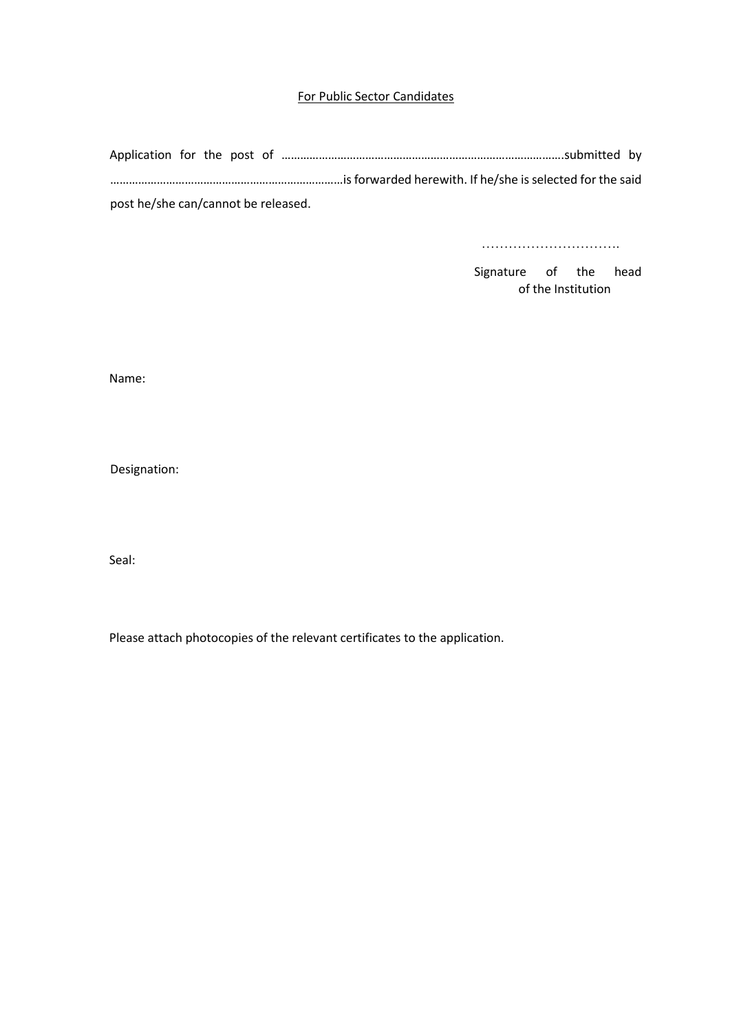For Public Sector Candidates

Application for the post of …………………………………………………………………………………….submitted by ………………………………………………………………….is forwarded herewith. If he/she is selected for the said post he/she can/cannot be released.

…………………………..

Signature of the head of the Institution

Name:

Designation:

Seal:

Please attach photocopies of the relevant certificates to the application.